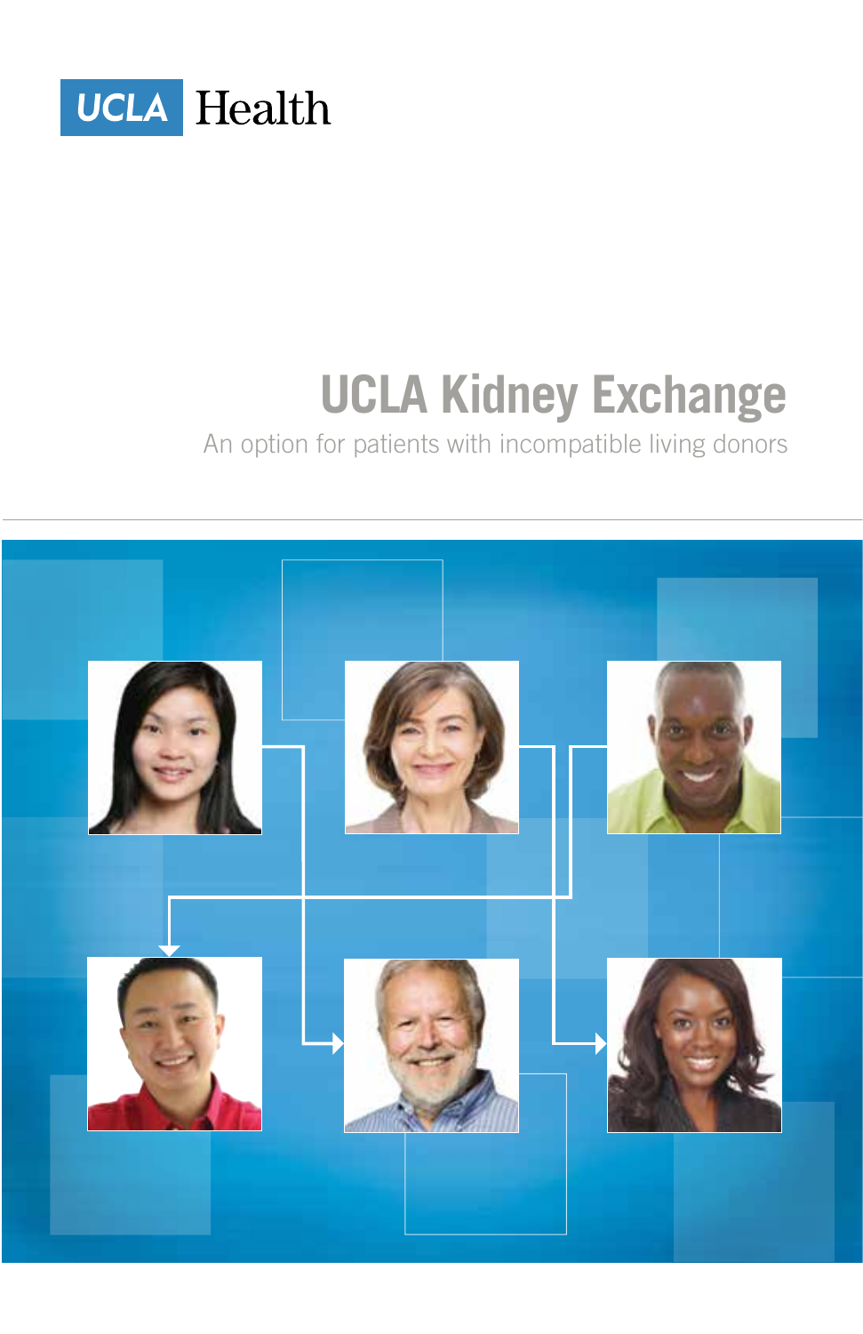UCLA Health

# UCLA Kidney Exchange

An option for patients with incompatible living donors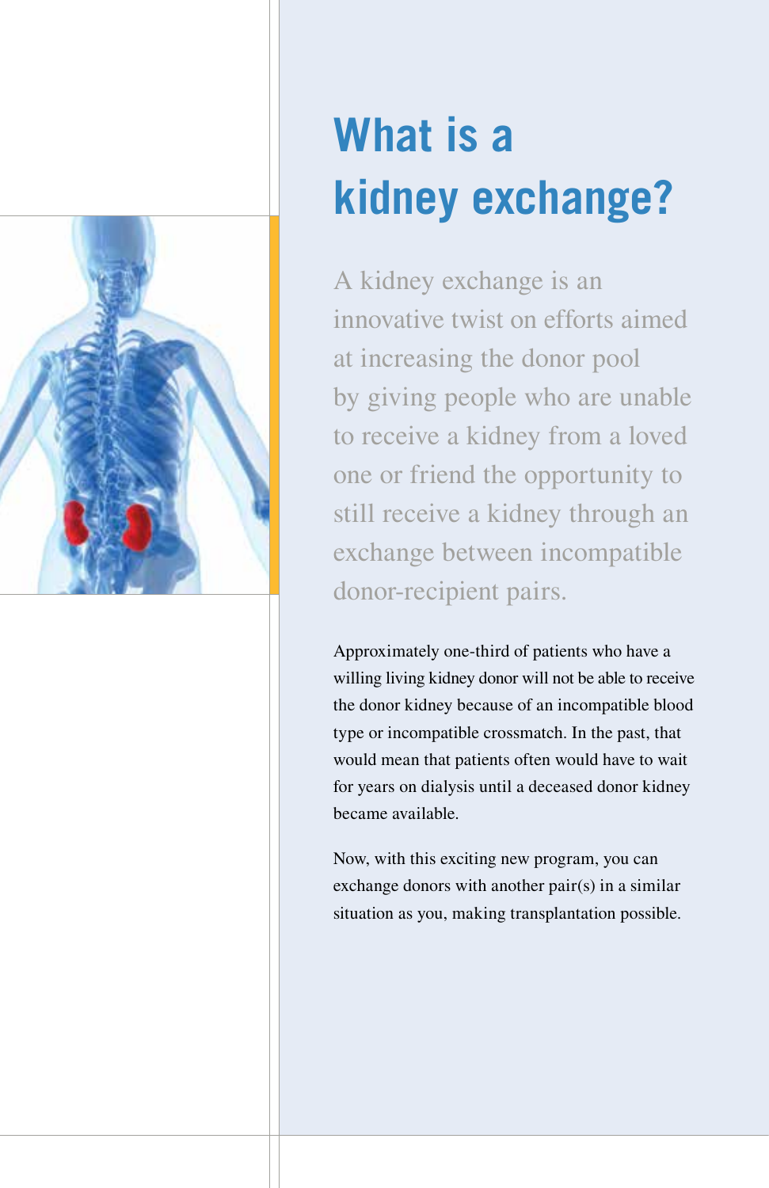# What is a kidney exchange?

A kidney exchange is an innovative twist on efforts aimed at increasing the donor pool by giving people who are unable to receive a kidney from a loved one or friend the opportunity to still receive a kidney through an exchange between incompatible donor-recipient pairs.

Approximately one-third of patients who have a willing living kidney donor will not be able to receive the donor kidney because of an incompatible blood type or incompatible crossmatch. In the past, that would mean that patients often would have to wait for years on dialysis until a deceased donor kidney became available.

Now, with this exciting new program, you can exchange donors with another pair(s) in a similar situation as you, making transplantation possible.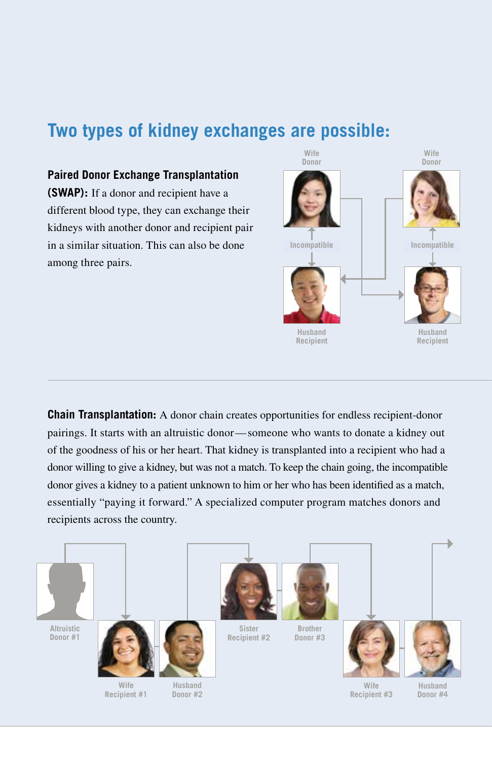## Two types of kidney exchanges are possible:

**Paired Donor Exchange Transplantation (SWAP):** If a donor and recipient have a different blood type, they can exchange their kidneys with another donor and recipient pair in a similar situation. This can also be done among three pairs.

Wife Donor

Incompatible

Husband Recipient

Wife Donor

Incompatible

Husband Recipient

**Chain Transplantation:** A donor chain creates opportunities for endless recipient-donor pairings. It starts with an altruistic donor—someone who wants to donate a kidney out of the goodness of his or her heart. That kidney is transplanted into a recipient who had a donor willing to give a kidney, but was not a match. To keep the chain going, the incompatible donor gives a kidney to a patient unknown to him or her who has been identified as a match, essentially "paying it forward." A specialized computer program matches donors and recipients across the country.

Altruistic Donor #1

Wife Recipient #1

Husband Donor #2

Sister Recipient #2

Brother Donor #3

Wife Recipient #3

Husband Donor #4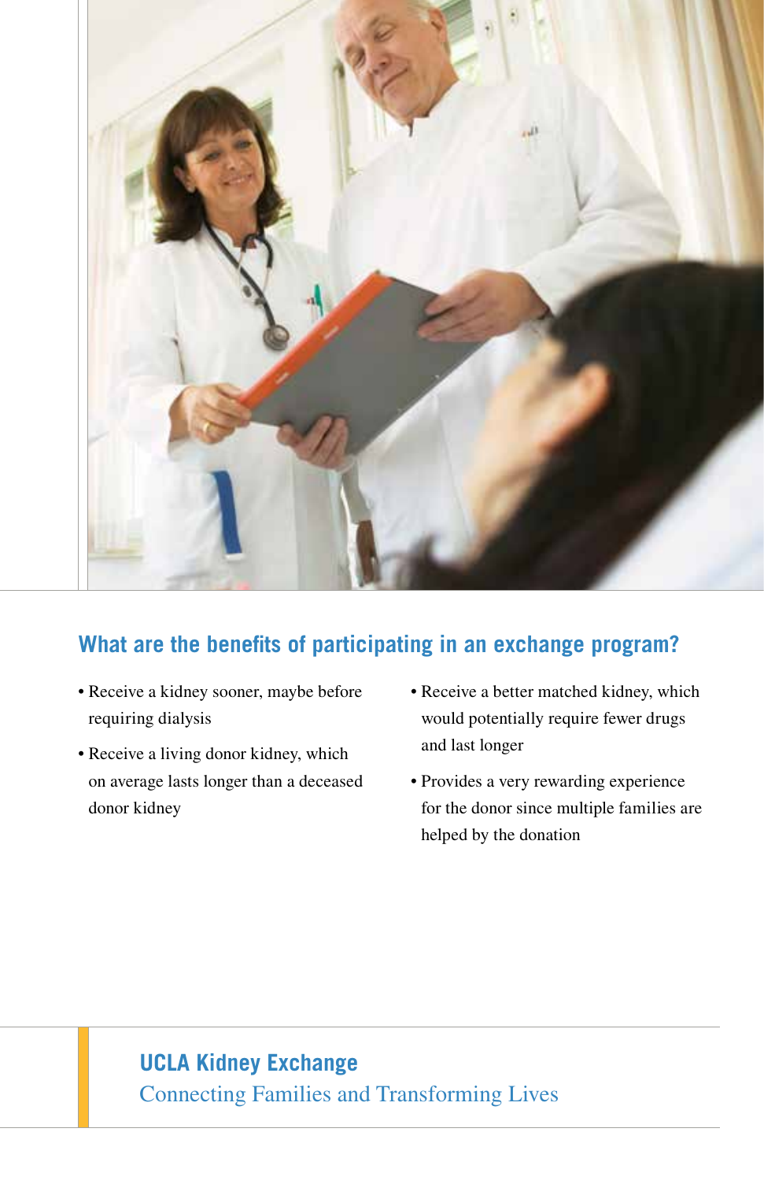## What are the benefits of participating in an exchange program?

- Receive a kidney sooner, maybe before requiring dialysis
- Receive a living donor kidney, which on average lasts longer than a deceased donor kidney
- Receive a better matched kidney, which would potentially require fewer drugs and last longer
- Provides a very rewarding experience for the donor since multiple families are helped by the donation

**UCLA Kidney Exchange**

Connecting Families and Transforming Lives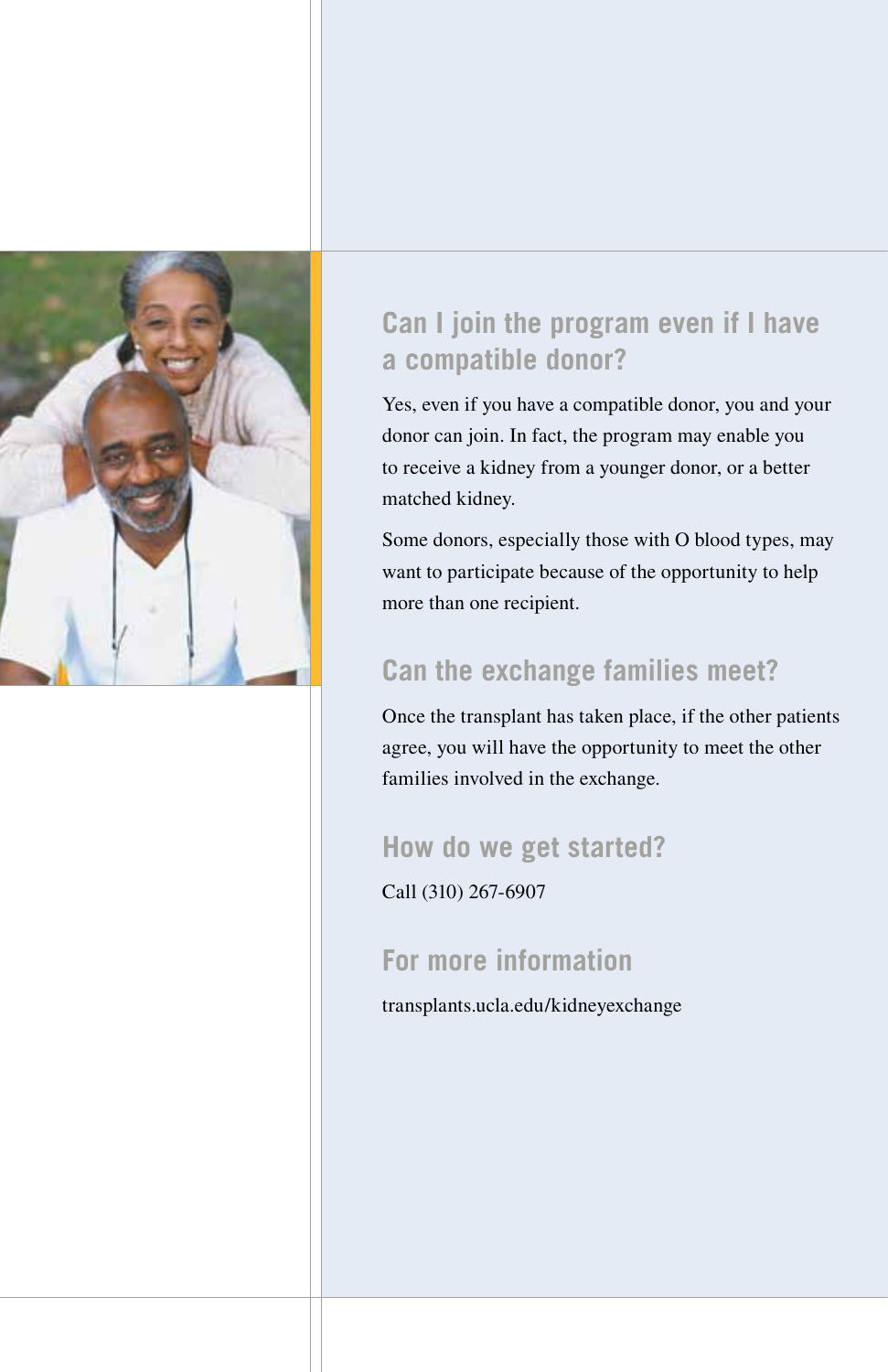## Can I join the program even if I have a compatible donor?

Yes, even if you have a compatible donor, you and your donor can join. In fact, the program may enable you to receive a kidney from a younger donor, or a better matched kidney.

Some donors, especially those with O blood types, may want to participate because of the opportunity to help more than one recipient.

## Can the exchange families meet?

Once the transplant has taken place, if the other patients agree, you will have the opportunity to meet the other families involved in the exchange.

## How do we get started?

Call (310) 267-6907

## For more information

transplants.ucla.edu/kidneyexchange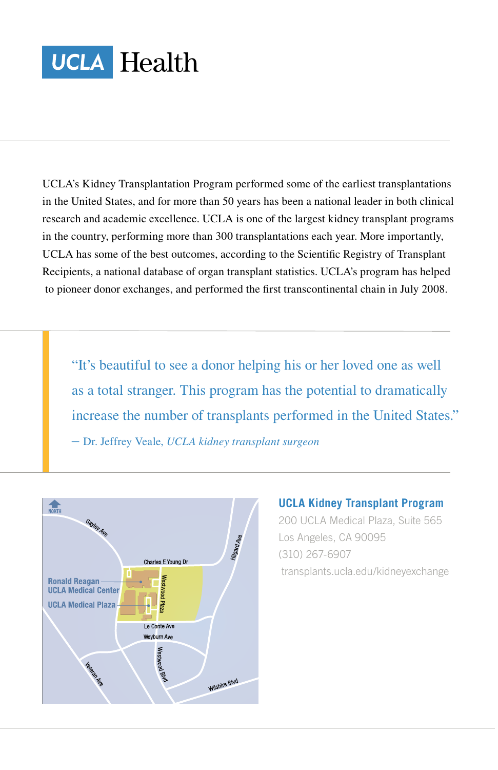UCLA Health

UCLA's Kidney Transplantation Program performed some of the earliest transplantations in the United States, and for more than 50 years has been a national leader in both clinical research and academic excellence. UCLA is one of the largest kidney transplant programs in the country, performing more than 300 transplantations each year. More importantly, UCLA has some of the best outcomes, according to the Scientific Registry of Transplant Recipients, a national database of organ transplant statistics. UCLA's program has helped to pioneer donor exchanges, and performed the first transcontinental chain in July 2008.

> "It's beautiful to see a donor helping his or her loved one as well as a total stranger. This program has the potential to dramatically increase the number of transplants performed in the United States."
>
> — Dr. Jeffrey Veale, *UCLA kidney transplant surgeon*

NORTH
Gayley Ave
Hilgard Ave
Charles E Young Dr
Ronald Reagan UCLA Medical Center
UCLA Medical Plaza
Westwood Plaza
Le Conte Ave
Weyburn Ave
Westwood Blvd
Veteran Ave
Wilshire Blvd

**UCLA Kidney Transplant Program**

200 UCLA Medical Plaza, Suite 565
Los Angeles, CA 90095
(310) 267-6907
transplants.ucla.edu/kidneyexchange